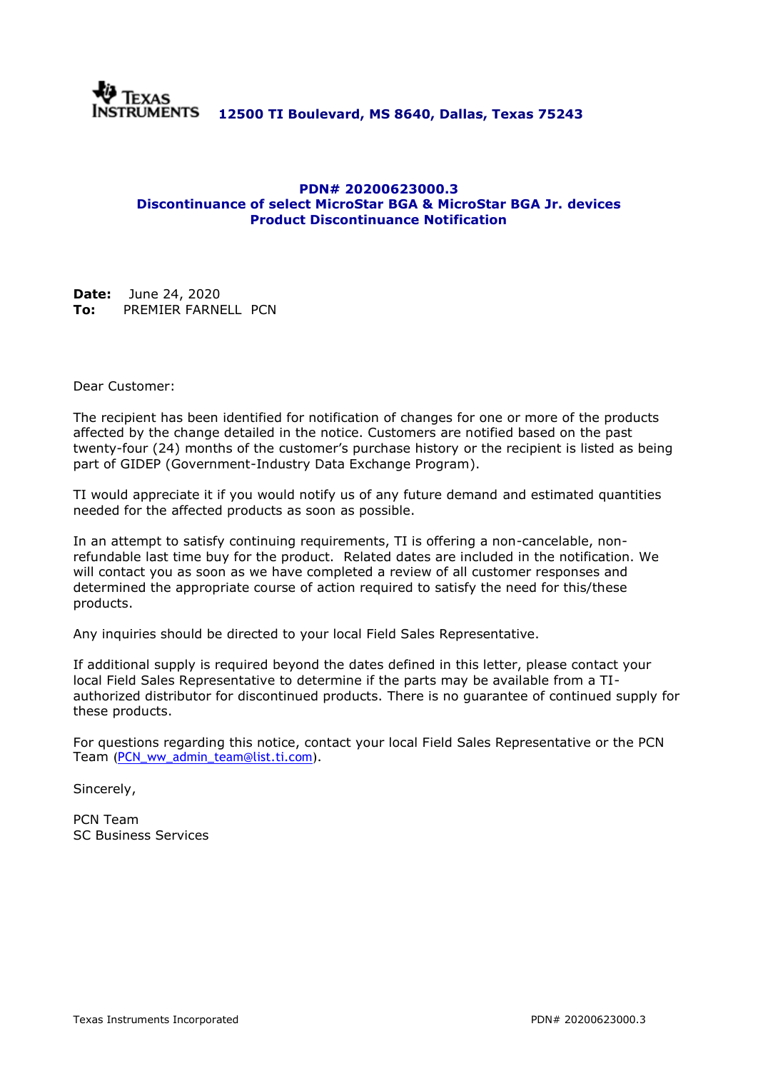**TEXAS INSTRUMENTS** **12500 TI Boulevard, MS 8640, Dallas, Texas 75243**

## PDN# 20200623000.3
## Discontinuance of select MicroStar BGA & MicroStar BGA Jr. devices
## Product Discontinuance Notification

**Date:** June 24, 2020
**To:** PREMIER FARNELL PCN

Dear Customer:

The recipient has been identified for notification of changes for one or more of the products affected by the change detailed in the notice. Customers are notified based on the past twenty-four (24) months of the customer's purchase history or the recipient is listed as being part of GIDEP (Government-Industry Data Exchange Program).

TI would appreciate it if you would notify us of any future demand and estimated quantities needed for the affected products as soon as possible.

In an attempt to satisfy continuing requirements, TI is offering a non-cancelable, non-refundable last time buy for the product. Related dates are included in the notification. We will contact you as soon as we have completed a review of all customer responses and determined the appropriate course of action required to satisfy the need for this/these products.

Any inquiries should be directed to your local Field Sales Representative.

If additional supply is required beyond the dates defined in this letter, please contact your local Field Sales Representative to determine if the parts may be available from a TI-authorized distributor for discontinued products. There is no guarantee of continued supply for these products.

For questions regarding this notice, contact your local Field Sales Representative or the PCN Team (PCN_ww_admin_team@list.ti.com).

Sincerely,

PCN Team
SC Business Services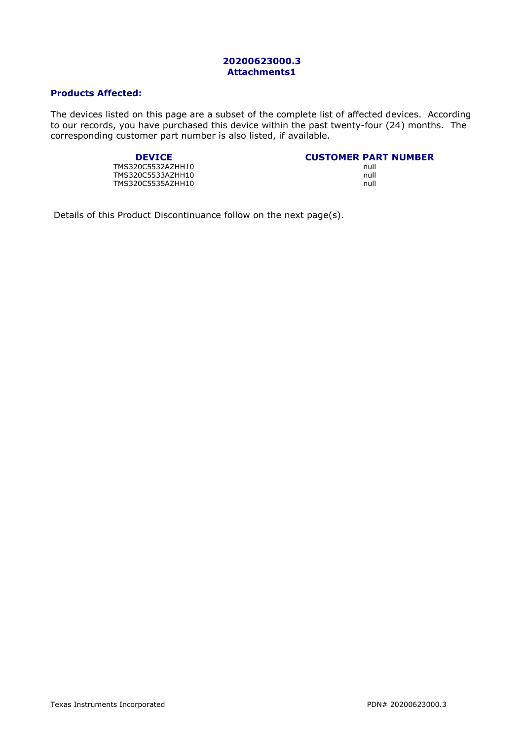**20200623000.3**
**Attachments1**

## Products Affected:

The devices listed on this page are a subset of the complete list of affected devices. According to our records, you have purchased this device within the past twenty-four (24) months. The corresponding customer part number is also listed, if available.

| DEVICE | CUSTOMER PART NUMBER |
|---|---|
| TMS320C5532AZHH10 | null |
| TMS320C5533AZHH10 | null |
| TMS320C5535AZHH10 | null |

Details of this Product Discontinuance follow on the next page(s).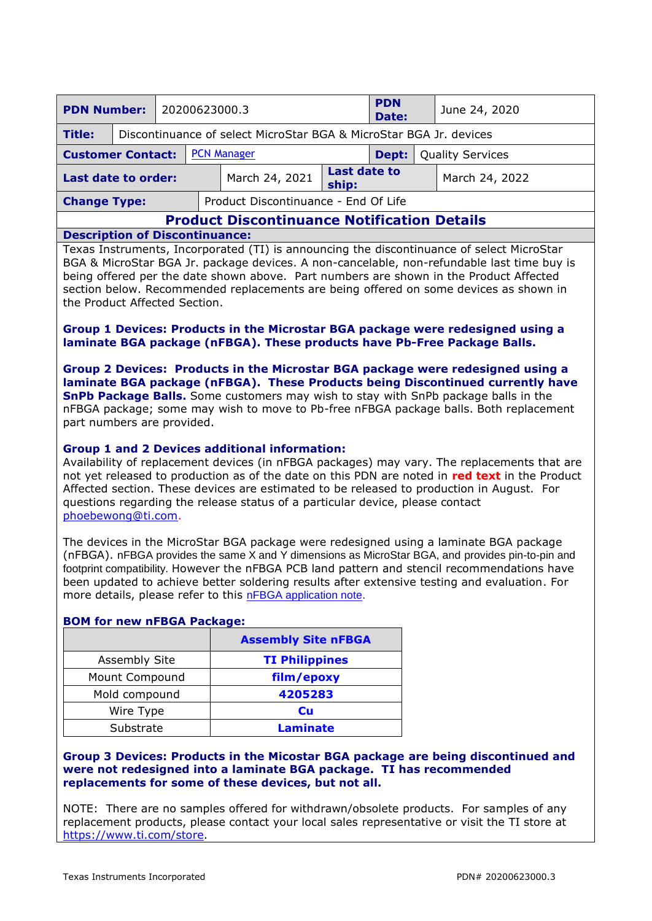| PDN Number: | 20200623000.3 | PDN Date: | June 24, 2020 |
|---|---|---|---|
| Title: | Discontinuance of select MicroStar BGA & MicroStar BGA Jr. devices | | |
| Customer Contact: | PCN Manager | Dept: | Quality Services |
| Last date to order: | March 24, 2021 | Last date to ship: | March 24, 2022 |
| Change Type: | Product Discontinuance - End Of Life | | |

## Product Discontinuance Notification Details

### Description of Discontinuance:

Texas Instruments, Incorporated (TI) is announcing the discontinuance of select MicroStar BGA & MicroStar BGA Jr. package devices. A non-cancelable, non-refundable last time buy is being offered per the date shown above. Part numbers are shown in the Product Affected section below. Recommended replacements are being offered on some devices as shown in the Product Affected Section.

**Group 1 Devices: Products in the Microstar BGA package were redesigned using a laminate BGA package (nFBGA). These products have Pb-Free Package Balls.**

**Group 2 Devices: Products in the Microstar BGA package were redesigned using a laminate BGA package (nFBGA). These Products being Discontinued currently have SnPb Package Balls.** Some customers may wish to stay with SnPb package balls in the nFBGA package; some may wish to move to Pb-free nFBGA package balls. Both replacement part numbers are provided.

**Group 1 and 2 Devices additional information:**
Availability of replacement devices (in nFBGA packages) may vary. The replacements that are not yet released to production as of the date on this PDN are noted in **red text** in the Product Affected section. These devices are estimated to be released to production in August. For questions regarding the release status of a particular device, please contact phoebewong@ti.com.

The devices in the MicroStar BGA package were redesigned using a laminate BGA package (nFBGA). nFBGA provides the same X and Y dimensions as MicroStar BGA, and provides pin-to-pin and footprint compatibility. However the nFBGA PCB land pattern and stencil recommendations have been updated to achieve better soldering results after extensive testing and evaluation. For more details, please refer to this nFBGA application note.

**BOM for new nFBGA Package:**

| | Assembly Site nFBGA |
|---|---|
| Assembly Site | TI Philippines |
| Mount Compound | film/epoxy |
| Mold compound | 4205283 |
| Wire Type | Cu |
| Substrate | Laminate |

**Group 3 Devices: Products in the Micostar BGA package are being discontined and were not redesigned into a laminate BGA package. TI has recommended replacements for some of these devices, but not all.**

NOTE: There are no samples offered for withdrawn/obsolete products. For samples of any replacement products, please contact your local sales representative or visit the TI store at https://www.ti.com/store.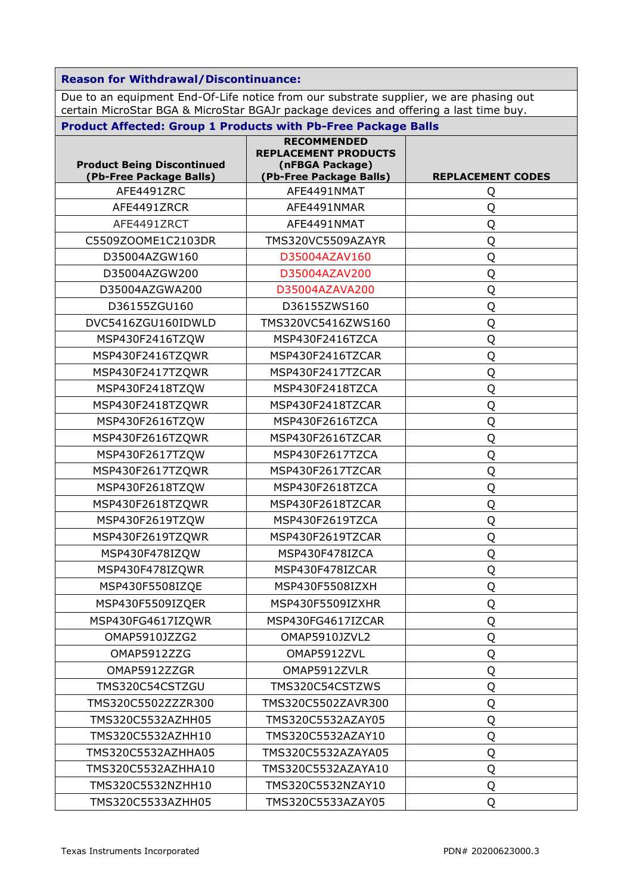**Reason for Withdrawal/Discontinuance:**

Due to an equipment End-Of-Life notice from our substrate supplier, we are phasing out certain MicroStar BGA & MicroStar BGAJr package devices and offering a last time buy.

**Product Affected: Group 1 Products with Pb-Free Package Balls**

| Product Being Discontinued (Pb-Free Package Balls) | RECOMMENDED REPLACEMENT PRODUCTS (nFBGA Package) (Pb-Free Package Balls) | REPLACEMENT CODES |
|---|---|---|
| AFE4491ZRC | AFE4491NMAT | Q |
| AFE4491ZRCR | AFE4491NMAR | Q |
| AFE4491ZRCT | AFE4491NMAT | Q |
| C5509ZOOME1C2103DR | TMS320VC5509AZAYR | Q |
| D35004AZGW160 | D35004AZAV160 | Q |
| D35004AZGW200 | D35004AZAV200 | Q |
| D35004AZGWA200 | D35004AZAVA200 | Q |
| D36155ZGU160 | D36155ZWS160 | Q |
| DVC5416ZGU160IDWLD | TMS320VC5416ZWS160 | Q |
| MSP430F2416TZQW | MSP430F2416TZCA | Q |
| MSP430F2416TZQWR | MSP430F2416TZCAR | Q |
| MSP430F2417TZQWR | MSP430F2417TZCAR | Q |
| MSP430F2418TZQW | MSP430F2418TZCA | Q |
| MSP430F2418TZQWR | MSP430F2418TZCAR | Q |
| MSP430F2616TZQW | MSP430F2616TZCA | Q |
| MSP430F2616TZQWR | MSP430F2616TZCAR | Q |
| MSP430F2617TZQW | MSP430F2617TZCA | Q |
| MSP430F2617TZQWR | MSP430F2617TZCAR | Q |
| MSP430F2618TZQW | MSP430F2618TZCA | Q |
| MSP430F2618TZQWR | MSP430F2618TZCAR | Q |
| MSP430F2619TZQW | MSP430F2619TZCA | Q |
| MSP430F2619TZQWR | MSP430F2619TZCAR | Q |
| MSP430F478IZQW | MSP430F478IZCA | Q |
| MSP430F478IZQWR | MSP430F478IZCAR | Q |
| MSP430F5508IZQE | MSP430F5508IZXH | Q |
| MSP430F5509IZQER | MSP430F5509IZXHR | Q |
| MSP430FG4617IZQWR | MSP430FG4617IZCAR | Q |
| OMAP5910JZZG2 | OMAP5910JZVL2 | Q |
| OMAP5912ZZG | OMAP5912ZVL | Q |
| OMAP5912ZZGR | OMAP5912ZVLR | Q |
| TMS320C54CSTZGU | TMS320C54CSTZWS | Q |
| TMS320C5502ZZZR300 | TMS320C5502ZAVR300 | Q |
| TMS320C5532AZHH05 | TMS320C5532AZAY05 | Q |
| TMS320C5532AZHH10 | TMS320C5532AZAY10 | Q |
| TMS320C5532AZHHA05 | TMS320C5532AZAYA05 | Q |
| TMS320C5532AZHHA10 | TMS320C5532AZAYA10 | Q |
| TMS320C5532NZHH10 | TMS320C5532NZAY10 | Q |
| TMS320C5533AZHH05 | TMS320C5533AZAY05 | Q |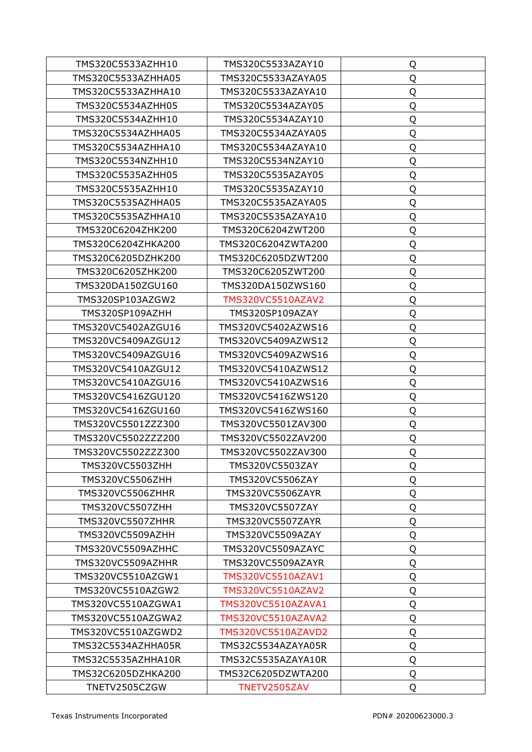| | | |
|---|---|---|
| TMS320C5533AZHH10 | TMS320C5533AZAY10 | Q |
| TMS320C5533AZHHA05 | TMS320C5533AZAYA05 | Q |
| TMS320C5533AZHHA10 | TMS320C5533AZAYA10 | Q |
| TMS320C5534AZHH05 | TMS320C5534AZAY05 | Q |
| TMS320C5534AZHH10 | TMS320C5534AZAY10 | Q |
| TMS320C5534AZHHA05 | TMS320C5534AZAYA05 | Q |
| TMS320C5534AZHHA10 | TMS320C5534AZAYA10 | Q |
| TMS320C5534NZHH10 | TMS320C5534NZAY10 | Q |
| TMS320C5535AZHH05 | TMS320C5535AZAY05 | Q |
| TMS320C5535AZHH10 | TMS320C5535AZAY10 | Q |
| TMS320C5535AZHHA05 | TMS320C5535AZAYA05 | Q |
| TMS320C5535AZHHA10 | TMS320C5535AZAYA10 | Q |
| TMS320C6204ZHK200 | TMS320C6204ZWT200 | Q |
| TMS320C6204ZHKA200 | TMS320C6204ZWTA200 | Q |
| TMS320C6205DZHK200 | TMS320C6205DZWT200 | Q |
| TMS320C6205ZHK200 | TMS320C6205ZWT200 | Q |
| TMS320DA150ZGU160 | TMS320DA150ZWS160 | Q |
| TMS320SP103AZGW2 | TMS320VC5510AZAV2 | Q |
| TMS320SP109AZHH | TMS320SP109AZAY | Q |
| TMS320VC5402AZGU16 | TMS320VC5402AZWS16 | Q |
| TMS320VC5409AZGU12 | TMS320VC5409AZWS12 | Q |
| TMS320VC5409AZGU16 | TMS320VC5409AZWS16 | Q |
| TMS320VC5410AZGU12 | TMS320VC5410AZWS12 | Q |
| TMS320VC5410AZGU16 | TMS320VC5410AZWS16 | Q |
| TMS320VC5416ZGU120 | TMS320VC5416ZWS120 | Q |
| TMS320VC5416ZGU160 | TMS320VC5416ZWS160 | Q |
| TMS320VC5501ZZZ300 | TMS320VC5501ZAV300 | Q |
| TMS320VC5502ZZZ200 | TMS320VC5502ZAV200 | Q |
| TMS320VC5502ZZZ300 | TMS320VC5502ZAV300 | Q |
| TMS320VC5503ZHH | TMS320VC5503ZAY | Q |
| TMS320VC5506ZHH | TMS320VC5506ZAY | Q |
| TMS320VC5506ZHHR | TMS320VC5506ZAYR | Q |
| TMS320VC5507ZHH | TMS320VC5507ZAY | Q |
| TMS320VC5507ZHHR | TMS320VC5507ZAYR | Q |
| TMS320VC5509AZHH | TMS320VC5509AZAY | Q |
| TMS320VC5509AZHHC | TMS320VC5509AZAYC | Q |
| TMS320VC5509AZHHR | TMS320VC5509AZAYR | Q |
| TMS320VC5510AZGW1 | TMS320VC5510AZAV1 | Q |
| TMS320VC5510AZGW2 | TMS320VC5510AZAV2 | Q |
| TMS320VC5510AZGWA1 | TMS320VC5510AZAVA1 | Q |
| TMS320VC5510AZGWA2 | TMS320VC5510AZAVA2 | Q |
| TMS320VC5510AZGWD2 | TMS320VC5510AZAVD2 | Q |
| TMS32C5534AZHHA05R | TMS32C5534AZAYA05R | Q |
| TMS32C5535AZHHA10R | TMS32C5535AZAYA10R | Q |
| TMS32C6205DZHKA200 | TMS32C6205DZWTA200 | Q |
| TNETV2505CZGW | TNETV2505ZAV | Q |

Texas Instruments Incorporated PDN# 20200623000.3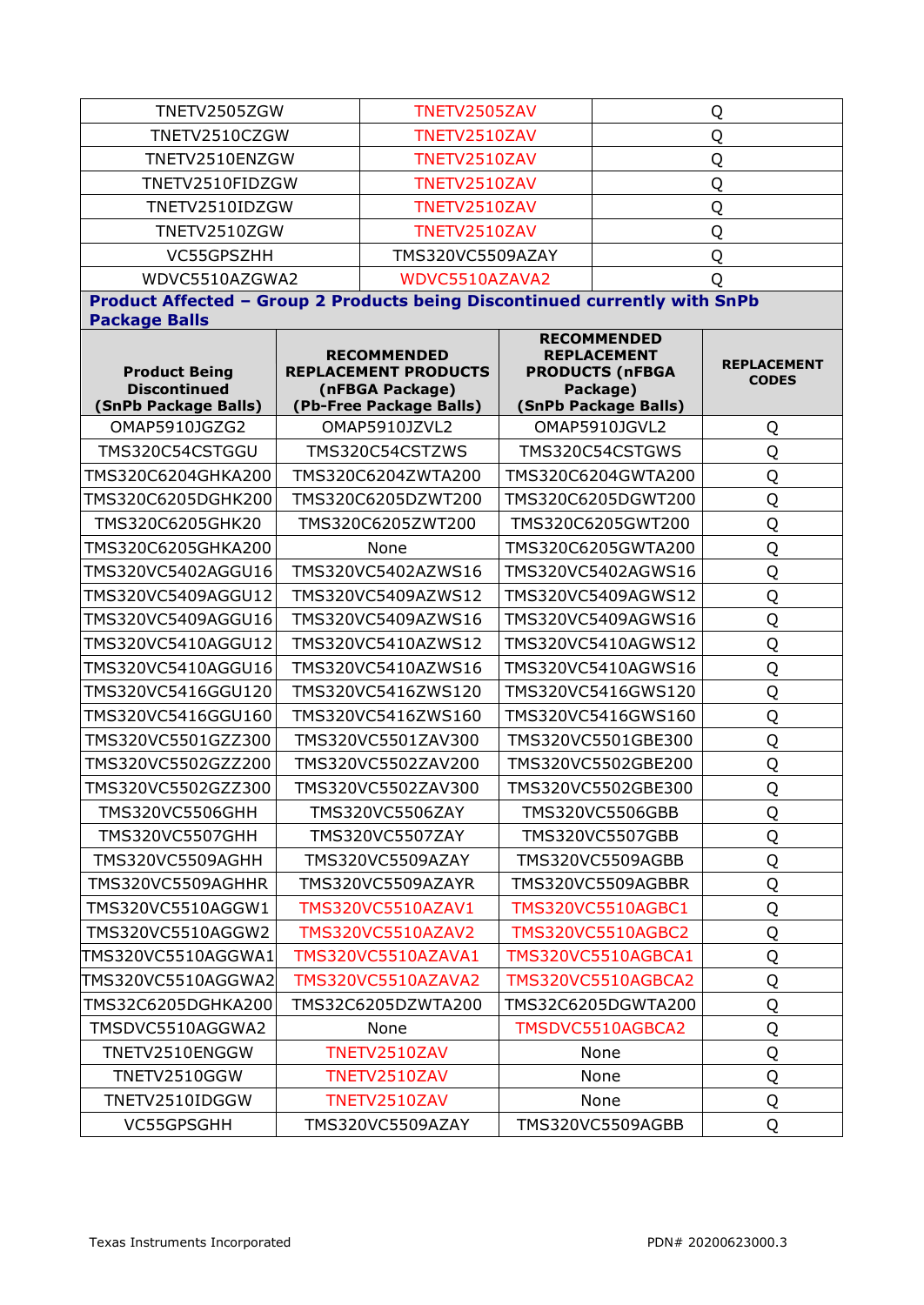| | | |
|---|---|---|
| TNETV2505ZGW | TNETV2505ZAV | Q |
| TNETV2510CZGW | TNETV2510ZAV | Q |
| TNETV2510ENZGW | TNETV2510ZAV | Q |
| TNETV2510FIDZGW | TNETV2510ZAV | Q |
| TNETV2510IDZGW | TNETV2510ZAV | Q |
| TNETV2510ZGW | TNETV2510ZAV | Q |
| VC55GPSZHH | TMS320VC5509AZAY | Q |
| WDVC5510AZGWA2 | WDVC5510AZAVA2 | Q |

**Product Affected – Group 2 Products being Discontinued currently with SnPb Package Balls**

| Product Being Discontinued (SnPb Package Balls) | RECOMMENDED REPLACEMENT PRODUCTS (nFBGA Package) (Pb-Free Package Balls) | RECOMMENDED REPLACEMENT PRODUCTS (nFBGA Package) (SnPb Package Balls) | REPLACEMENT CODES |
|---|---|---|---|
| OMAP5910JGZG2 | OMAP5910JZVL2 | OMAP5910JGVL2 | Q |
| TMS320C54CSTGGU | TMS320C54CSTZWS | TMS320C54CSTGWS | Q |
| TMS320C6204GHKA200 | TMS320C6204ZWTA200 | TMS320C6204GWTA200 | Q |
| TMS320C6205DGHK200 | TMS320C6205DZWT200 | TMS320C6205DGWT200 | Q |
| TMS320C6205GHK20 | TMS320C6205ZWT200 | TMS320C6205GWT200 | Q |
| TMS320C6205GHKA200 | None | TMS320C6205GWTA200 | Q |
| TMS320VC5402AGGU16 | TMS320VC5402AZWS16 | TMS320VC5402AGWS16 | Q |
| TMS320VC5409AGGU12 | TMS320VC5409AZWS12 | TMS320VC5409AGWS12 | Q |
| TMS320VC5409AGGU16 | TMS320VC5409AZWS16 | TMS320VC5409AGWS16 | Q |
| TMS320VC5410AGGU12 | TMS320VC5410AZWS12 | TMS320VC5410AGWS12 | Q |
| TMS320VC5410AGGU16 | TMS320VC5410AZWS16 | TMS320VC5410AGWS16 | Q |
| TMS320VC5416GGU120 | TMS320VC5416ZWS120 | TMS320VC5416GWS120 | Q |
| TMS320VC5416GGU160 | TMS320VC5416ZWS160 | TMS320VC5416GWS160 | Q |
| TMS320VC5501GZZ300 | TMS320VC5501ZAV300 | TMS320VC5501GBE300 | Q |
| TMS320VC5502GZZ200 | TMS320VC5502ZAV200 | TMS320VC5502GBE200 | Q |
| TMS320VC5502GZZ300 | TMS320VC5502ZAV300 | TMS320VC5502GBE300 | Q |
| TMS320VC5506GHH | TMS320VC5506ZAY | TMS320VC5506GBB | Q |
| TMS320VC5507GHH | TMS320VC5507ZAY | TMS320VC5507GBB | Q |
| TMS320VC5509AGHH | TMS320VC5509AZAY | TMS320VC5509AGBB | Q |
| TMS320VC5509AGHHR | TMS320VC5509AZAYR | TMS320VC5509AGBBR | Q |
| TMS320VC5510AGGW1 | TMS320VC5510AZAV1 | TMS320VC5510AGBC1 | Q |
| TMS320VC5510AGGW2 | TMS320VC5510AZAV2 | TMS320VC5510AGBC2 | Q |
| TMS320VC5510AGGWA1 | TMS320VC5510AZAVA1 | TMS320VC5510AGBCA1 | Q |
| TMS320VC5510AGGWA2 | TMS320VC5510AZAVA2 | TMS320VC5510AGBCA2 | Q |
| TMS32C6205DGHKA200 | TMS32C6205DZWTA200 | TMS32C6205DGWTA200 | Q |
| TMSDVC5510AGGWA2 | None | TMSDVC5510AGBCA2 | Q |
| TNETV2510ENGGW | TNETV2510ZAV | None | Q |
| TNETV2510GGW | TNETV2510ZAV | None | Q |
| TNETV2510IDGGW | TNETV2510ZAV | None | Q |
| VC55GPSGHH | TMS320VC5509AZAY | TMS320VC5509AGBB | Q |

Texas Instruments Incorporated PDN# 20200623000.3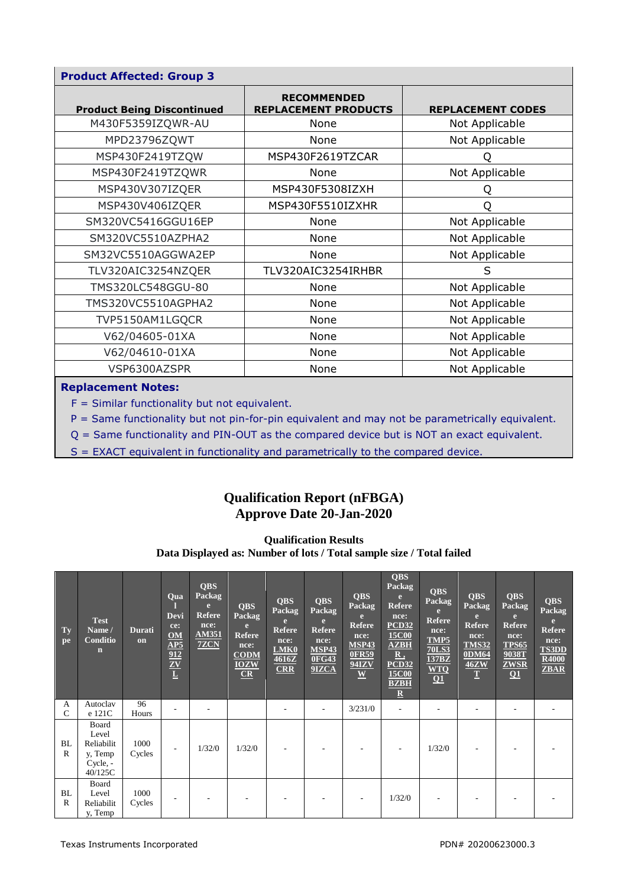| Product Affected: Group 3 | | |
|---|---|---|
| **Product Being Discontinued** | **RECOMMENDED REPLACEMENT PRODUCTS** | **REPLACEMENT CODES** |
| M430F5359IZQWR-AU | None | Not Applicable |
| MPD23796ZQWT | None | Not Applicable |
| MSP430F2419TZQW | MSP430F2619TZCAR | Q |
| MSP430F2419TZQWR | None | Not Applicable |
| MSP430V307IZQER | MSP430F5308IZXH | Q |
| MSP430V406IZQER | MSP430F5510IZXHR | Q |
| SM320VC5416GGU16EP | None | Not Applicable |
| SM320VC5510AZPHA2 | None | Not Applicable |
| SM32VC5510AGGWA2EP | None | Not Applicable |
| TLV320AIC3254NZQER | TLV320AIC3254IRHBR | S |
| TMS320LC548GGU-80 | None | Not Applicable |
| TMS320VC5510AGPHA2 | None | Not Applicable |
| TVP5150AM1LGQCR | None | Not Applicable |
| V62/04605-01XA | None | Not Applicable |
| V62/04610-01XA | None | Not Applicable |
| VSP6300AZSPR | None | Not Applicable |

**Replacement Notes:**

F = Similar functionality but not equivalent.

P = Same functionality but not pin-for-pin equivalent and may not be parametrically equivalent.

Q = Same functionality and PIN-OUT as the compared device but is NOT an exact equivalent.

S = EXACT equivalent in functionality and parametrically to the compared device.

## Qualification Report (nFBGA)
## Approve Date 20-Jan-2020

**Qualification Results**
**Data Displayed as: Number of lots / Total sample size / Total failed**

| Type | Test Name / Condition | Duration | Qual Device: OMAP5912ZVL | QBS Package Reference: AM3517ZCN | QBS Package Reference: CODMIOZWCR | QBS Package Reference: LMK04616ZCRR | QBS Package Reference: MSP430FG439IZCA | QBS Package Reference: MSP430FR5994IZVW | QBS Package Reference: PCD3215C00AZBHR , PCD3215C00BZBHR | QBS Package Reference: TMP570LS3137BZWTQQ1 | QBS Package Reference: TMS320DM6446ZWT | QBS Package Reference: TPS659038TZWSRQ1 | QBS Package Reference: TS3DDR4000ZBAR |
|---|---|---|---|---|---|---|---|---|---|---|---|---|---|
| AC | Autoclave 121C | 96 Hours | - | - | | - | - | 3/231/0 | - | - | - | - | - |
| BLR | Board Level Reliability, Temp Cycle, -40/125C | 1000 Cycles | - | 1/32/0 | 1/32/0 | - | - | - | - | 1/32/0 | - | - | - |
| BLR | Board Level Reliability, Temp | 1000 Cycles | - | - | - | - | - | - | 1/32/0 | - | - | - | - |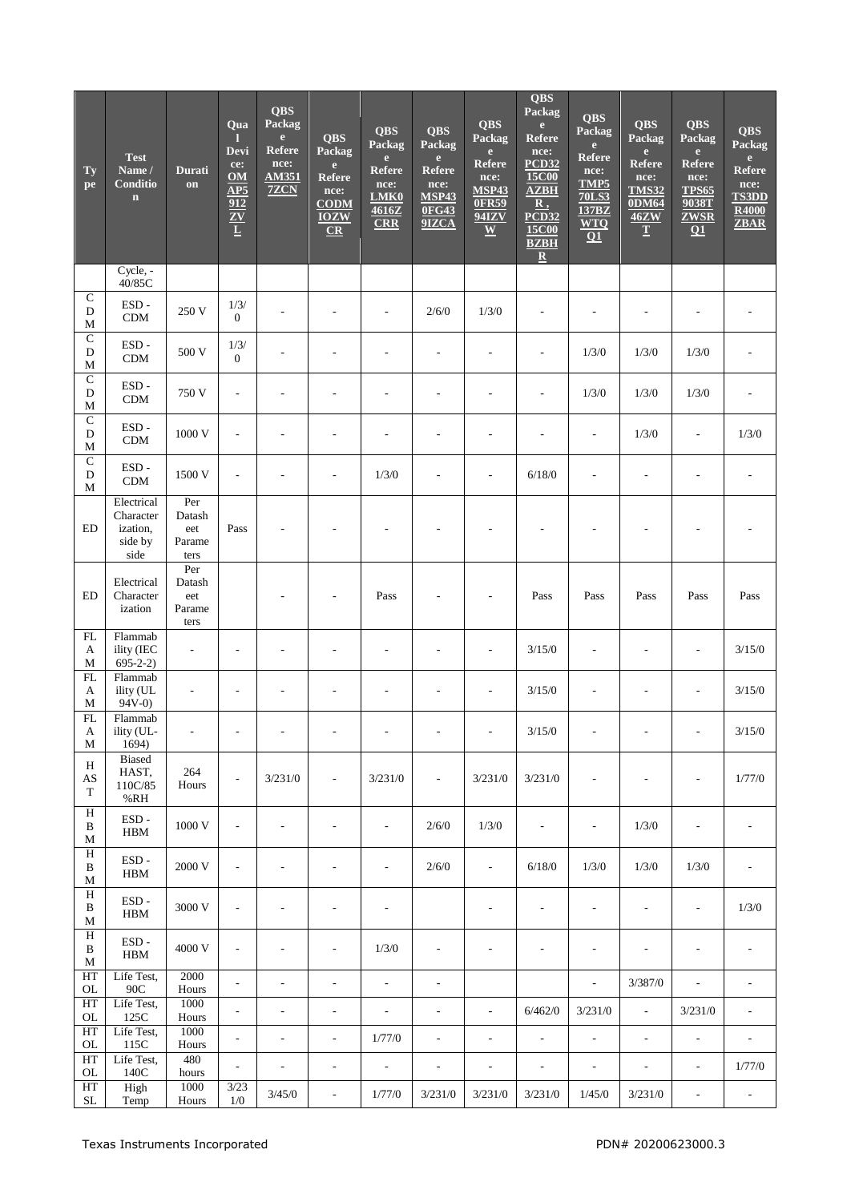| Type | Test Name / Condition | Duration | Qual Device: OMAP5912ZVL | QBS Package Reference: AM3517ZCN | QBS Package Reference: CODMIOZWCR | QBS Package Reference: LMK04616ZCRR | QBS Package Reference: MSP430FG439IZCA | QBS Package Reference: MSP430FR5994IZVW | QBS Package Reference: PCD3215C00AZBHR, PCD3215C00BZBHR | QBS Package Reference: TMP570LS3137BZWTQQ1 | QBS Package Reference: TMS320DM646ZWT | QBS Package Reference: TPS659038TZWSRQ1 | QBS Package Reference: TS3DDR4000ZBAR |
|---|---|---|---|---|---|---|---|---|---|---|---|---|---|
| | Cycle, -40/85C | | | | | | | | | | | | |
| CDM | ESD - CDM | 250 V | 1/3/0 | - | - | - | 2/6/0 | 1/3/0 | - | - | - | - | - |
| CDM | ESD - CDM | 500 V | 1/3/0 | - | - | - | - | - | - | 1/3/0 | 1/3/0 | 1/3/0 | - |
| CDM | ESD - CDM | 750 V | - | - | - | - | - | - | - | 1/3/0 | 1/3/0 | 1/3/0 | - |
| CDM | ESD - CDM | 1000 V | - | - | - | - | - | - | - | - | 1/3/0 | - | 1/3/0 |
| CDM | ESD - CDM | 1500 V | - | - | - | 1/3/0 | - | - | 6/18/0 | - | - | - | - |
| ED | Electrical Characterization, side by side | Per Datasheet Parameters | Pass | - | - | - | - | - | - | - | - | - | - |
| ED | Electrical Characterization | Per Datasheet Parameters | | - | - | Pass | - | - | Pass | Pass | Pass | Pass | Pass |
| FLAM | Flammability (IEC 695-2-2) | - | - | - | - | - | - | - | 3/15/0 | - | - | - | 3/15/0 |
| FLAM | Flammability (UL 94V-0) | - | - | - | - | - | - | - | 3/15/0 | - | - | - | 3/15/0 |
| FLAM | Flammability (UL-1694) | - | - | - | - | - | - | - | 3/15/0 | - | - | - | 3/15/0 |
| HAST | Biased HAST, 110C/85 %RH | 264 Hours | - | 3/231/0 | - | 3/231/0 | - | 3/231/0 | 3/231/0 | - | - | - | 1/77/0 |
| HBM | ESD - HBM | 1000 V | - | - | - | - | 2/6/0 | 1/3/0 | - | - | 1/3/0 | - | - |
| HBM | ESD - HBM | 2000 V | - | - | - | - | 2/6/0 | - | 6/18/0 | 1/3/0 | 1/3/0 | 1/3/0 | - |
| HBM | ESD - HBM | 3000 V | - | - | - | - | | - | - | - | - | - | 1/3/0 |
| HBM | ESD - HBM | 4000 V | - | - | - | 1/3/0 | - | - | - | - | - | - | - |
| HTOL | Life Test, 90C | 2000 Hours | - | - | - | - | - | | | - | 3/387/0 | - | - |
| HTOL | Life Test, 125C | 1000 Hours | - | - | - | - | - | - | 6/462/0 | 3/231/0 | - | 3/231/0 | - |
| HTOL | Life Test, 115C | 1000 Hours | - | - | - | 1/77/0 | - | - | - | - | - | - | - |
| HTOL | Life Test, 140C | 480 hours | - | - | - | - | - | - | - | - | - | - | 1/77/0 |
| HTSL | High Temp | 1000 Hours | 3/231/0 | 3/45/0 | - | 1/77/0 | 3/231/0 | 3/231/0 | 3/231/0 | 1/45/0 | 3/231/0 | - | - |

Texas Instruments Incorporated PDN# 20200623000.3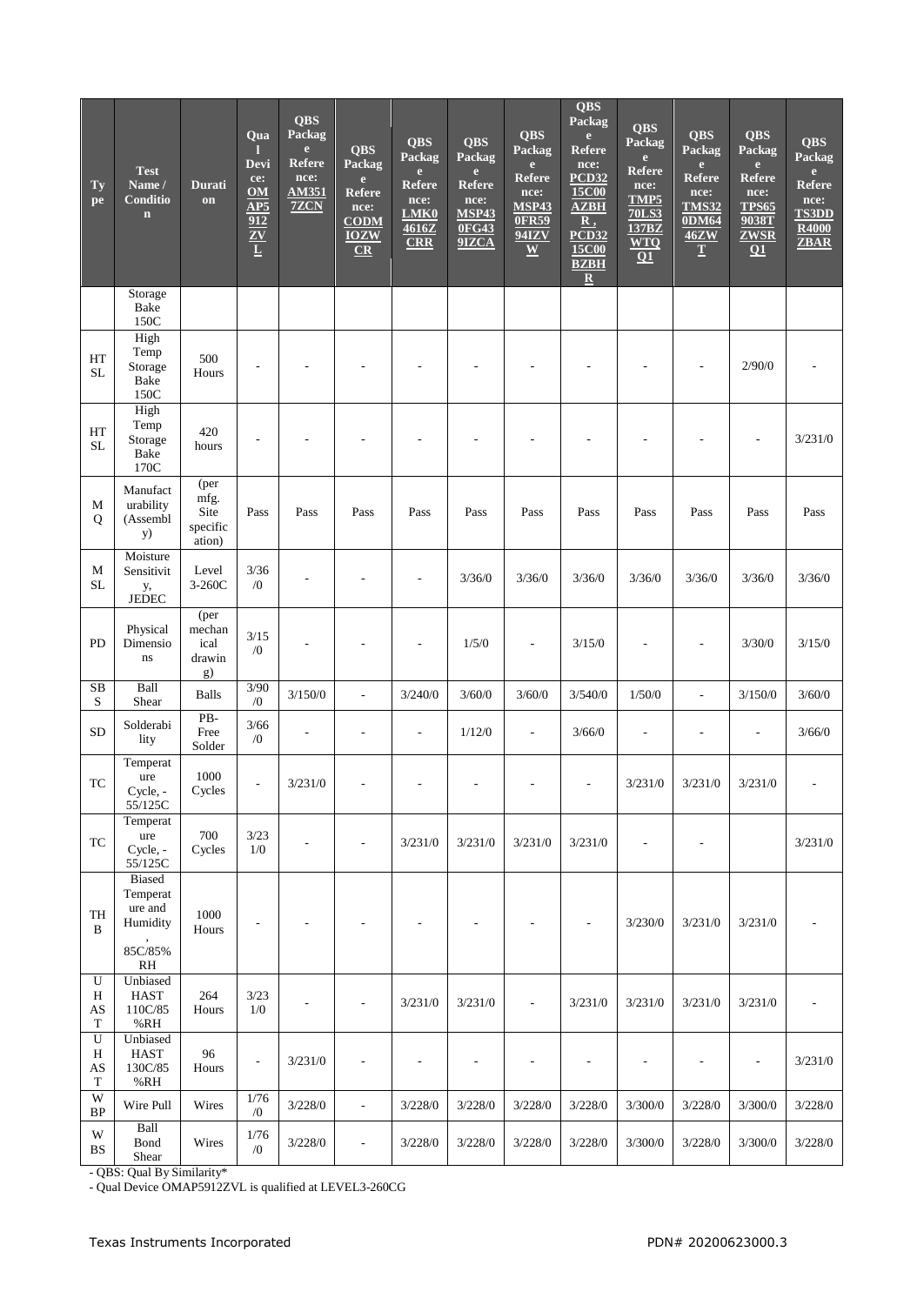| Type | Test Name / Condition | Duration | Qual Device: OMAP5912ZVL | QBS Package Reference: AM3517ZCN | QBS Package Reference: CODMIOZWCR | QBS Package Reference: LMK04616ZCRR | QBS Package Reference: MSP430FG439IZCA | QBS Package Reference: MSP430FR5994IZVW | QBS Package Reference: PCD3215C00AZBHR , PCD3215C00BZBHR | QBS Package Reference: TMP570LS3137BZWTQQ1 | QBS Package Reference: TMS320DM6446ZWT | QBS Package Reference: TPS659038TZWSRQ1 | QBS Package Reference: TS3DDR4000ZBAR |
|---|---|---|---|---|---|---|---|---|---|---|---|---|---|
| | Storage Bake 150C | | | | | | | | | | | | |
| HTSL | High Temp Storage Bake 150C | 500 Hours | - | - | - | - | - | - | - | - | - | 2/90/0 | - |
| HTSL | High Temp Storage Bake 170C | 420 hours | - | - | - | - | - | - | - | - | - | - | 3/231/0 |
| MQ | Manufacturability (Assembly) | (per mfg. Site specification) | Pass | Pass | Pass | Pass | Pass | Pass | Pass | Pass | Pass | Pass | Pass |
| MSL | Moisture Sensitivity, JEDEC | Level 3-260C | 3/36/0 | - | - | - | 3/36/0 | 3/36/0 | 3/36/0 | 3/36/0 | 3/36/0 | 3/36/0 | 3/36/0 |
| PD | Physical Dimensions | (per mechanical drawing) | 3/15/0 | - | - | - | 1/5/0 | - | 3/15/0 | - | - | 3/30/0 | 3/15/0 |
| SBS | Ball Shear | Balls | 3/90/0 | 3/150/0 | - | 3/240/0 | 3/60/0 | 3/60/0 | 3/540/0 | 1/50/0 | - | 3/150/0 | 3/60/0 |
| SD | Solderability | PB-Free Solder | 3/66/0 | - | - | - | 1/12/0 | - | 3/66/0 | - | - | - | 3/66/0 |
| TC | Temperature Cycle, -55/125C | 1000 Cycles | - | 3/231/0 | - | - | - | - | - | 3/231/0 | 3/231/0 | 3/231/0 | - |
| TC | Temperature Cycle, -55/125C | 700 Cycles | 3/231/0 | - | - | 3/231/0 | 3/231/0 | 3/231/0 | 3/231/0 | - | - | | 3/231/0 |
| THB | Biased Temperature and Humidity, 85C/85% RH | 1000 Hours | - | - | - | - | - | - | - | 3/230/0 | 3/231/0 | 3/231/0 | - |
| UHAST | Unbiased HAST 110C/85%RH | 264 Hours | 3/231/0 | - | - | 3/231/0 | 3/231/0 | - | 3/231/0 | 3/231/0 | 3/231/0 | 3/231/0 | - |
| UHAST | Unbiased HAST 130C/85%RH | 96 Hours | - | 3/231/0 | - | - | - | - | - | - | - | - | 3/231/0 |
| WBP | Wire Pull | Wires | 1/76/0 | 3/228/0 | - | 3/228/0 | 3/228/0 | 3/228/0 | 3/228/0 | 3/300/0 | 3/228/0 | 3/300/0 | 3/228/0 |
| WBS | Ball Bond Shear | Wires | 1/76/0 | 3/228/0 | - | 3/228/0 | 3/228/0 | 3/228/0 | 3/228/0 | 3/300/0 | 3/228/0 | 3/300/0 | 3/228/0 |

- QBS: Qual By Similarity*
- Qual Device OMAP5912ZVL is qualified at LEVEL3-260CG

Texas Instruments Incorporated PDN# 20200623000.3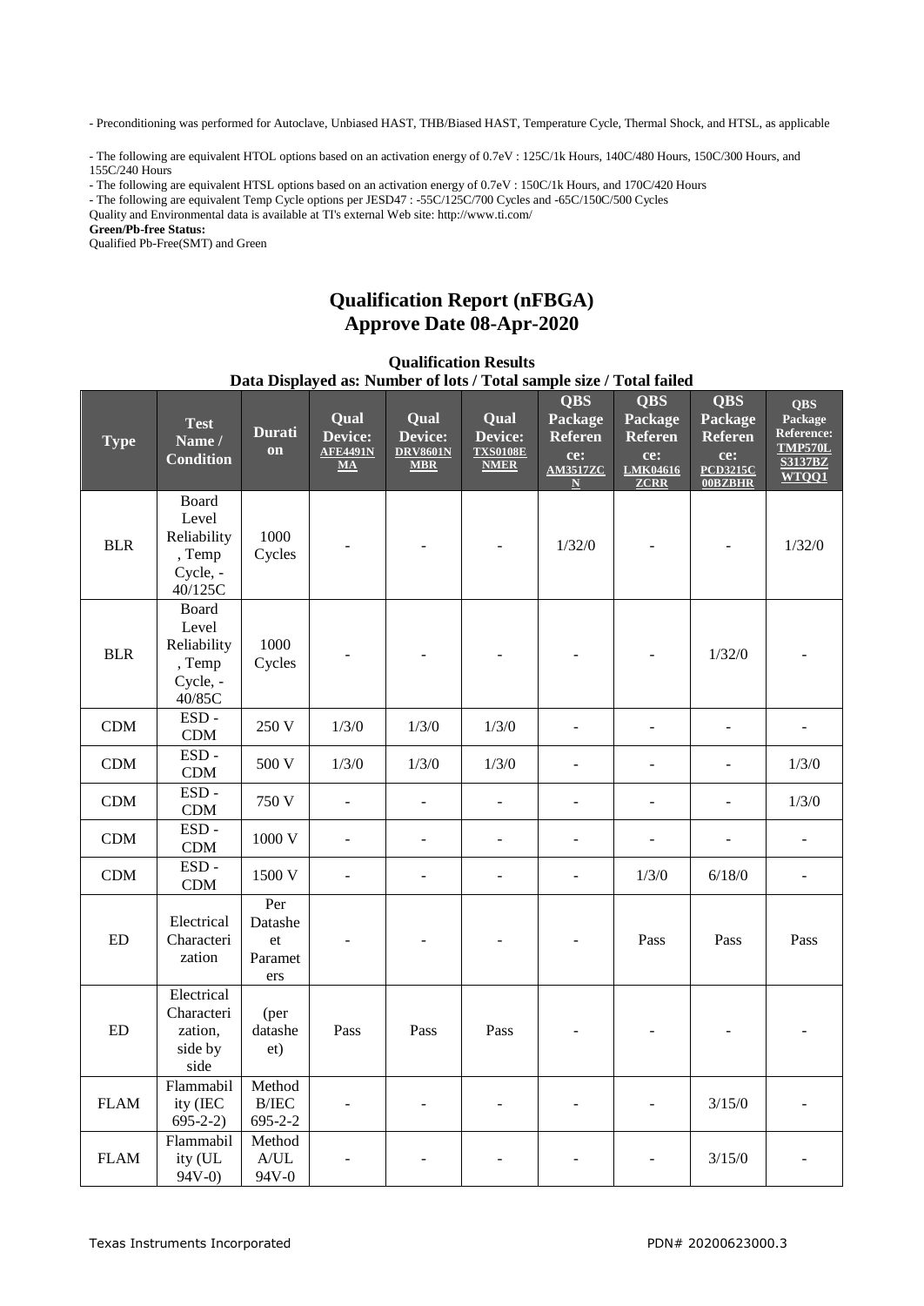- Preconditioning was performed for Autoclave, Unbiased HAST, THB/Biased HAST, Temperature Cycle, Thermal Shock, and HTSL, as applicable

- The following are equivalent HTOL options based on an activation energy of 0.7eV : 125C/1k Hours, 140C/480 Hours, 150C/300 Hours, and 155C/240 Hours
- The following are equivalent HTSL options based on an activation energy of 0.7eV : 150C/1k Hours, and 170C/420 Hours
- The following are equivalent Temp Cycle options per JESD47 : -55C/125C/700 Cycles and -65C/150C/500 Cycles

Quality and Environmental data is available at TI's external Web site: http://www.ti.com/

**Green/Pb-free Status:**

Qualified Pb-Free(SMT) and Green

# Qualification Report (nFBGA)
# Approve Date 08-Apr-2020

**Qualification Results**
**Data Displayed as: Number of lots / Total sample size / Total failed**

| Type | Test Name / Condition | Duration | Qual Device: AFE4491NMA | Qual Device: DRV8601NMBR | Qual Device: TXS0108ENMER | QBS Package Reference: AM3517ZCN | QBS Package Reference: LMK04616ZCRR | QBS Package Reference: PCD3215C00BZBHR | QBS Package Reference: TMP570LS3137BZWTQQ1 |
|---|---|---|---|---|---|---|---|---|---|
| BLR | Board Level Reliability, Temp Cycle, -40/125C | 1000 Cycles | - | - | - | 1/32/0 | - | - | 1/32/0 |
| BLR | Board Level Reliability, Temp Cycle, -40/85C | 1000 Cycles | - | - | - | - | - | 1/32/0 | - |
| CDM | ESD - CDM | 250 V | 1/3/0 | 1/3/0 | 1/3/0 | - | - | - | - |
| CDM | ESD - CDM | 500 V | 1/3/0 | 1/3/0 | 1/3/0 | - | - | - | 1/3/0 |
| CDM | ESD - CDM | 750 V | - | - | - | - | - | - | 1/3/0 |
| CDM | ESD - CDM | 1000 V | - | - | - | - | - | - | - |
| CDM | ESD - CDM | 1500 V | - | - | - | - | 1/3/0 | 6/18/0 | - |
| ED | Electrical Characterization | Per Datasheet Parameters | - | - | - | - | Pass | Pass | Pass |
| ED | Electrical Characterization, side by side | (per datasheet) | Pass | Pass | Pass | - | - | - | - |
| FLAM | Flammability (IEC 695-2-2) | Method B/IEC 695-2-2 | - | - | - | - | - | 3/15/0 | - |
| FLAM | Flammability (UL 94V-0) | Method A/UL 94V-0 | - | - | - | - | - | 3/15/0 | - |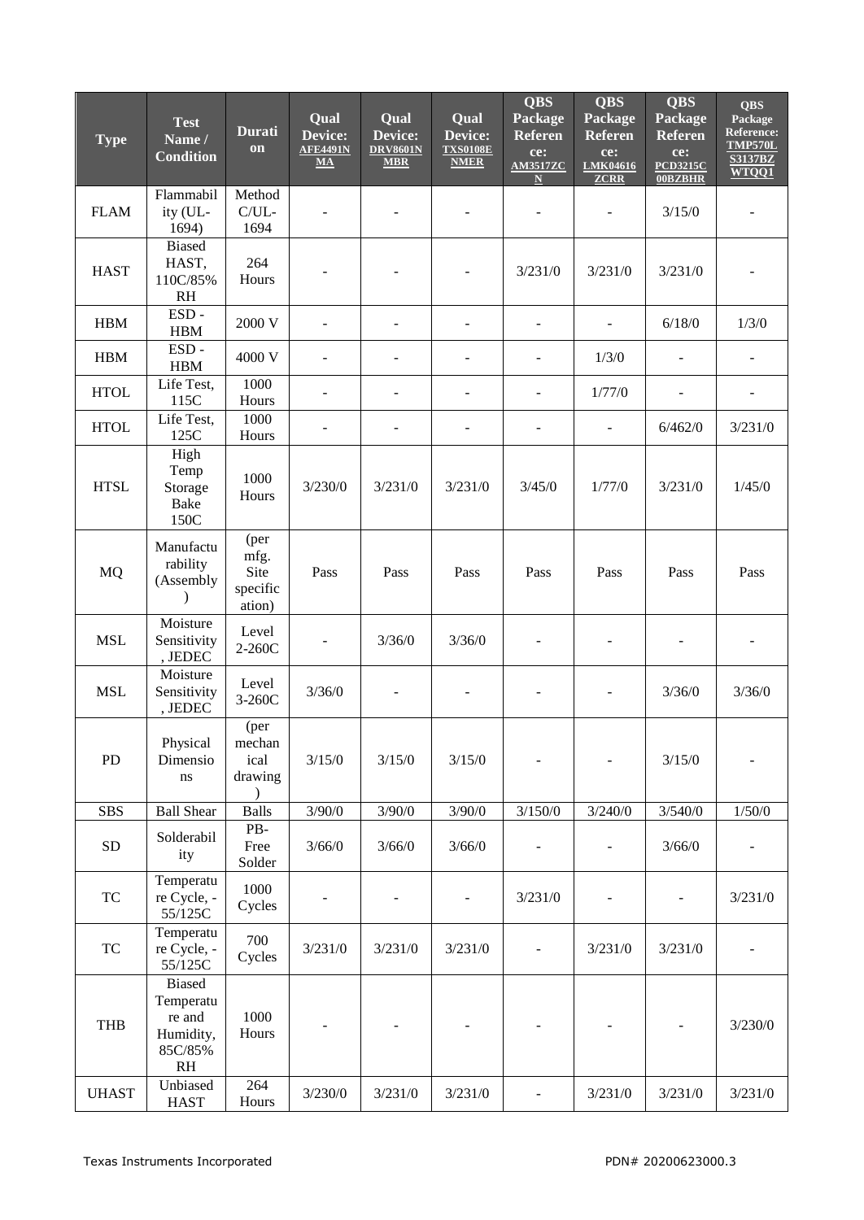| Type | Test Name / Condition | Duration | Qual Device: AFE4491NMA | Qual Device: DRV8601NMBR | Qual Device: TXS0108ENMER | QBS Package Reference: AM3517ZCN | QBS Package Reference: LMK04616ZCRR | QBS Package Reference: PCD3215C00BZBHR | QBS Package Reference: TMP570LS3137BZWTQQ1 |
|---|---|---|---|---|---|---|---|---|---|
| FLAM | Flammability (UL-1694) | Method C/UL-1694 | - | - | - | - | - | 3/15/0 | - |
| HAST | Biased HAST, 110C/85% RH | 264 Hours | - | - | - | 3/231/0 | 3/231/0 | 3/231/0 | - |
| HBM | ESD - HBM | 2000 V | - | - | - | - | - | 6/18/0 | 1/3/0 |
| HBM | ESD - HBM | 4000 V | - | - | - | - | 1/3/0 | - | - |
| HTOL | Life Test, 115C | 1000 Hours | - | - | - | - | 1/77/0 | - | - |
| HTOL | Life Test, 125C | 1000 Hours | - | - | - | - | - | 6/462/0 | 3/231/0 |
| HTSL | High Temp Storage Bake 150C | 1000 Hours | 3/230/0 | 3/231/0 | 3/231/0 | 3/45/0 | 1/77/0 | 3/231/0 | 1/45/0 |
| MQ | Manufacturability (Assembly) | (per mfg. Site specification) | Pass | Pass | Pass | Pass | Pass | Pass | Pass |
| MSL | Moisture Sensitivity, JEDEC | Level 2-260C | - | 3/36/0 | 3/36/0 | - | - | - | - |
| MSL | Moisture Sensitivity, JEDEC | Level 3-260C | 3/36/0 | - | - | - | - | 3/36/0 | 3/36/0 |
| PD | Physical Dimensions | (per mechanical drawing) | 3/15/0 | 3/15/0 | 3/15/0 | - | - | 3/15/0 | - |
| SBS | Ball Shear | Balls | 3/90/0 | 3/90/0 | 3/90/0 | 3/150/0 | 3/240/0 | 3/540/0 | 1/50/0 |
| SD | Solderability | PB-Free Solder | 3/66/0 | 3/66/0 | 3/66/0 | - | - | 3/66/0 | - |
| TC | Temperature Cycle, -55/125C | 1000 Cycles | - | - | - | 3/231/0 | - | - | 3/231/0 |
| TC | Temperature Cycle, -55/125C | 700 Cycles | 3/231/0 | 3/231/0 | 3/231/0 | - | 3/231/0 | 3/231/0 | - |
| THB | Biased Temperature and Humidity, 85C/85% RH | 1000 Hours | - | - | - | - | - | - | 3/230/0 |
| UHAST | Unbiased HAST | 264 Hours | 3/230/0 | 3/231/0 | 3/231/0 | - | 3/231/0 | 3/231/0 | 3/231/0 |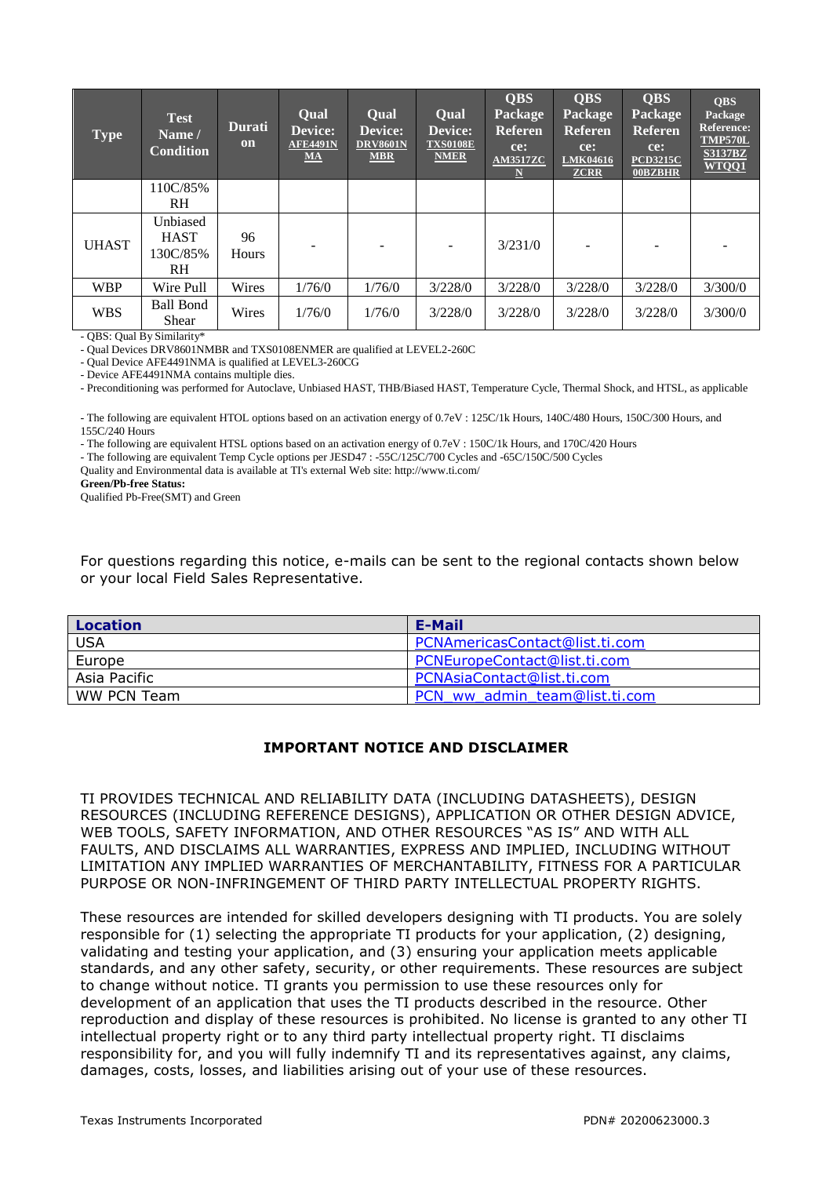| Type | Test Name / Condition | Duration | Qual Device: AFE4491NMA | Qual Device: DRV8601NMBR | Qual Device: TXS0108ENMER | QBS Package Reference: AM3517ZCN | QBS Package Reference: LMK04616ZCRR | QBS Package Reference: PCD3215C00BZBHR | QBS Package Reference: TMP570LS3137BZWTQQ1 |
|---|---|---|---|---|---|---|---|---|---|
| | 110C/85% RH | | | | | | | | |
| UHAST | Unbiased HAST 130C/85% RH | 96 Hours | - | - | - | 3/231/0 | - | - | - |
| WBP | Wire Pull | Wires | 1/76/0 | 1/76/0 | 3/228/0 | 3/228/0 | 3/228/0 | 3/228/0 | 3/300/0 |
| WBS | Ball Bond Shear | Wires | 1/76/0 | 1/76/0 | 3/228/0 | 3/228/0 | 3/228/0 | 3/228/0 | 3/300/0 |

- QBS: Qual By Similarity*
- Qual Devices DRV8601NMBR and TXS0108ENMER are qualified at LEVEL2-260C
- Qual Device AFE4491NMA is qualified at LEVEL3-260CG
- Device AFE4491NMA contains multiple dies.
- Preconditioning was performed for Autoclave, Unbiased HAST, THB/Biased HAST, Temperature Cycle, Thermal Shock, and HTSL, as applicable

- The following are equivalent HTOL options based on an activation energy of 0.7eV : 125C/1k Hours, 140C/480 Hours, 150C/300 Hours, and 155C/240 Hours
- The following are equivalent HTSL options based on an activation energy of 0.7eV : 150C/1k Hours, and 170C/420 Hours
- The following are equivalent Temp Cycle options per JESD47 : -55C/125C/700 Cycles and -65C/150C/500 Cycles

Quality and Environmental data is available at TI's external Web site: http://www.ti.com/

**Green/Pb-free Status:**

Qualified Pb-Free(SMT) and Green

For questions regarding this notice, e-mails can be sent to the regional contacts shown below or your local Field Sales Representative.

| Location | E-Mail |
|---|---|
| USA | PCNAmericasContact@list.ti.com |
| Europe | PCNEuropeContact@list.ti.com |
| Asia Pacific | PCNAsiaContact@list.ti.com |
| WW PCN Team | PCN_ww_admin_team@list.ti.com |

## IMPORTANT NOTICE AND DISCLAIMER

TI PROVIDES TECHNICAL AND RELIABILITY DATA (INCLUDING DATASHEETS), DESIGN RESOURCES (INCLUDING REFERENCE DESIGNS), APPLICATION OR OTHER DESIGN ADVICE, WEB TOOLS, SAFETY INFORMATION, AND OTHER RESOURCES "AS IS" AND WITH ALL FAULTS, AND DISCLAIMS ALL WARRANTIES, EXPRESS AND IMPLIED, INCLUDING WITHOUT LIMITATION ANY IMPLIED WARRANTIES OF MERCHANTABILITY, FITNESS FOR A PARTICULAR PURPOSE OR NON-INFRINGEMENT OF THIRD PARTY INTELLECTUAL PROPERTY RIGHTS.

These resources are intended for skilled developers designing with TI products. You are solely responsible for (1) selecting the appropriate TI products for your application, (2) designing, validating and testing your application, and (3) ensuring your application meets applicable standards, and any other safety, security, or other requirements. These resources are subject to change without notice. TI grants you permission to use these resources only for development of an application that uses the TI products described in the resource. Other reproduction and display of these resources is prohibited. No license is granted to any other TI intellectual property right or to any third party intellectual property right. TI disclaims responsibility for, and you will fully indemnify TI and its representatives against, any claims, damages, costs, losses, and liabilities arising out of your use of these resources.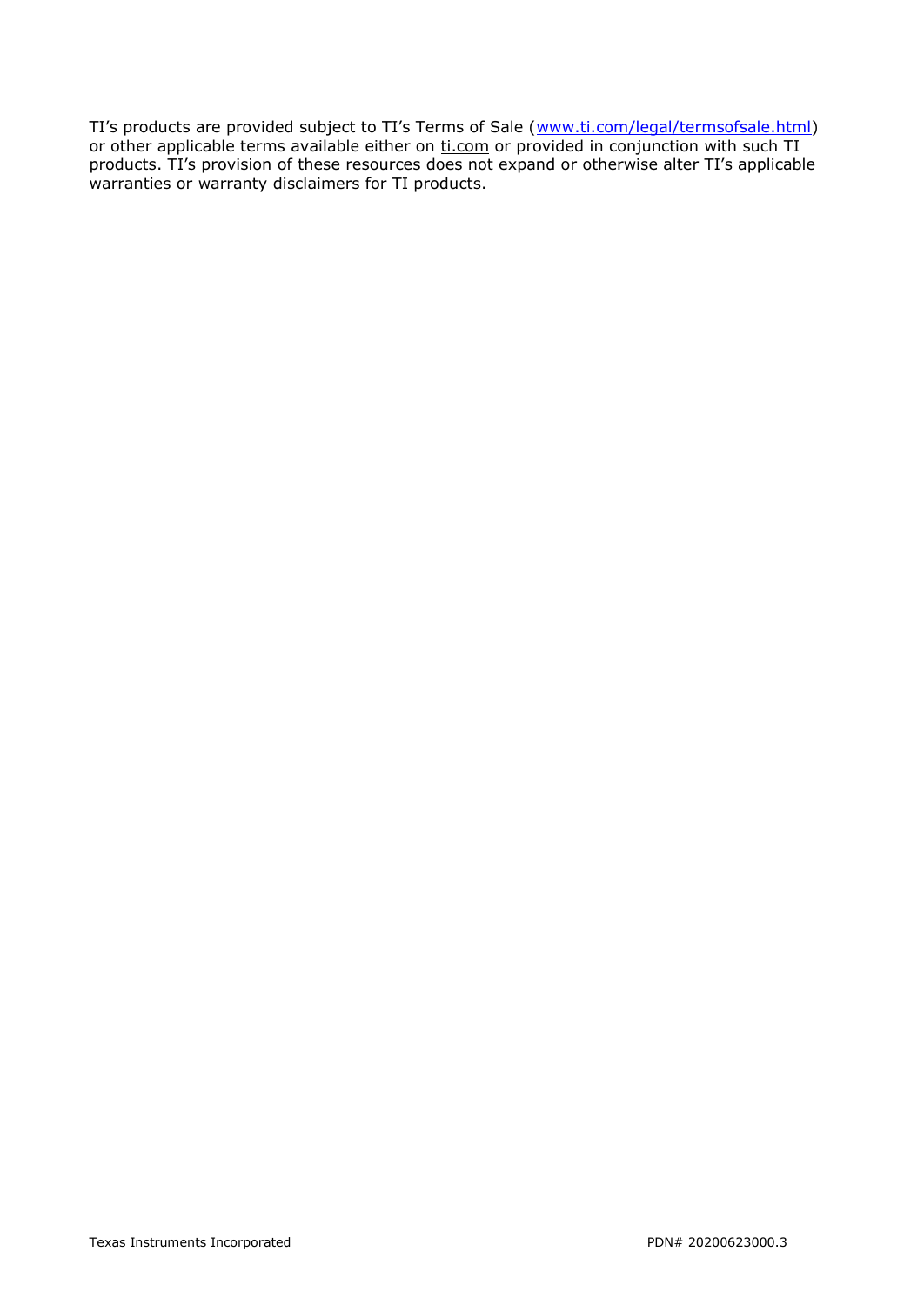TI's products are provided subject to TI's Terms of Sale ([www.ti.com/legal/termsofsale.html](www.ti.com/legal/termsofsale.html)) or other applicable terms available either on ti.com or provided in conjunction with such TI products. TI's provision of these resources does not expand or otherwise alter TI's applicable warranties or warranty disclaimers for TI products.

Texas Instruments Incorporated PDN# 20200623000.3